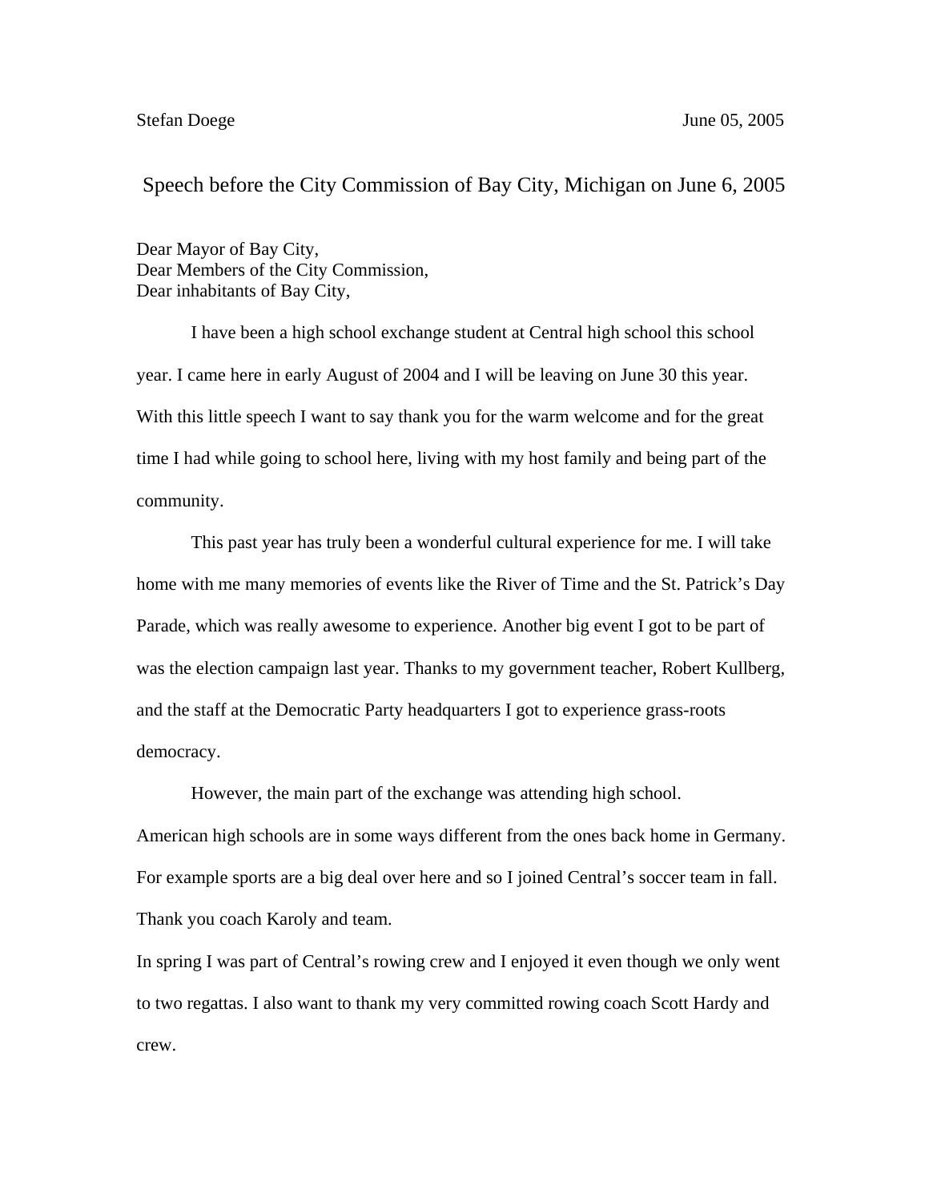Stefan Doege June 05, 2005

# Speech before the City Commission of Bay City, Michigan on June 6, 2005

Dear Mayor of Bay City,
Dear Members of the City Commission,
Dear inhabitants of Bay City,

I have been a high school exchange student at Central high school this school year. I came here in early August of 2004 and I will be leaving on June 30 this year. With this little speech I want to say thank you for the warm welcome and for the great time I had while going to school here, living with my host family and being part of the community.

This past year has truly been a wonderful cultural experience for me. I will take home with me many memories of events like the River of Time and the St. Patrick's Day Parade, which was really awesome to experience. Another big event I got to be part of was the election campaign last year. Thanks to my government teacher, Robert Kullberg, and the staff at the Democratic Party headquarters I got to experience grass-roots democracy.

However, the main part of the exchange was attending high school. American high schools are in some ways different from the ones back home in Germany. For example sports are a big deal over here and so I joined Central's soccer team in fall. Thank you coach Karoly and team.

In spring I was part of Central's rowing crew and I enjoyed it even though we only went to two regattas. I also want to thank my very committed rowing coach Scott Hardy and crew.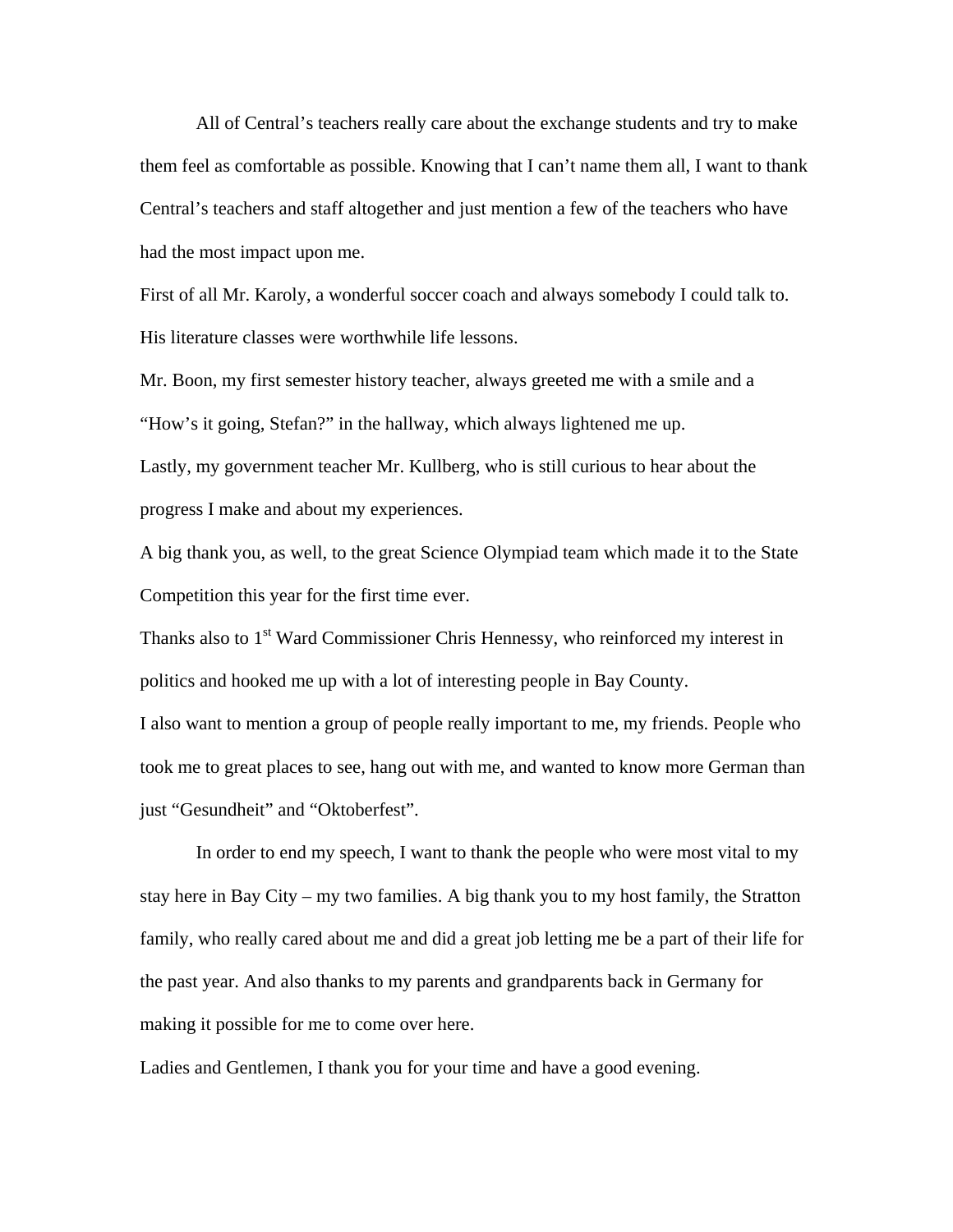All of Central's teachers really care about the exchange students and try to make them feel as comfortable as possible. Knowing that I can't name them all, I want to thank Central's teachers and staff altogether and just mention a few of the teachers who have had the most impact upon me.

First of all Mr. Karoly, a wonderful soccer coach and always somebody I could talk to. His literature classes were worthwhile life lessons.

Mr. Boon, my first semester history teacher, always greeted me with a smile and a "How's it going, Stefan?" in the hallway, which always lightened me up.

Lastly, my government teacher Mr. Kullberg, who is still curious to hear about the progress I make and about my experiences.

A big thank you, as well, to the great Science Olympiad team which made it to the State Competition this year for the first time ever.

Thanks also to 1st Ward Commissioner Chris Hennessy, who reinforced my interest in politics and hooked me up with a lot of interesting people in Bay County.

I also want to mention a group of people really important to me, my friends. People who took me to great places to see, hang out with me, and wanted to know more German than just "Gesundheit" and "Oktoberfest".

In order to end my speech, I want to thank the people who were most vital to my stay here in Bay City – my two families. A big thank you to my host family, the Stratton family, who really cared about me and did a great job letting me be a part of their life for the past year. And also thanks to my parents and grandparents back in Germany for making it possible for me to come over here.

Ladies and Gentlemen, I thank you for your time and have a good evening.